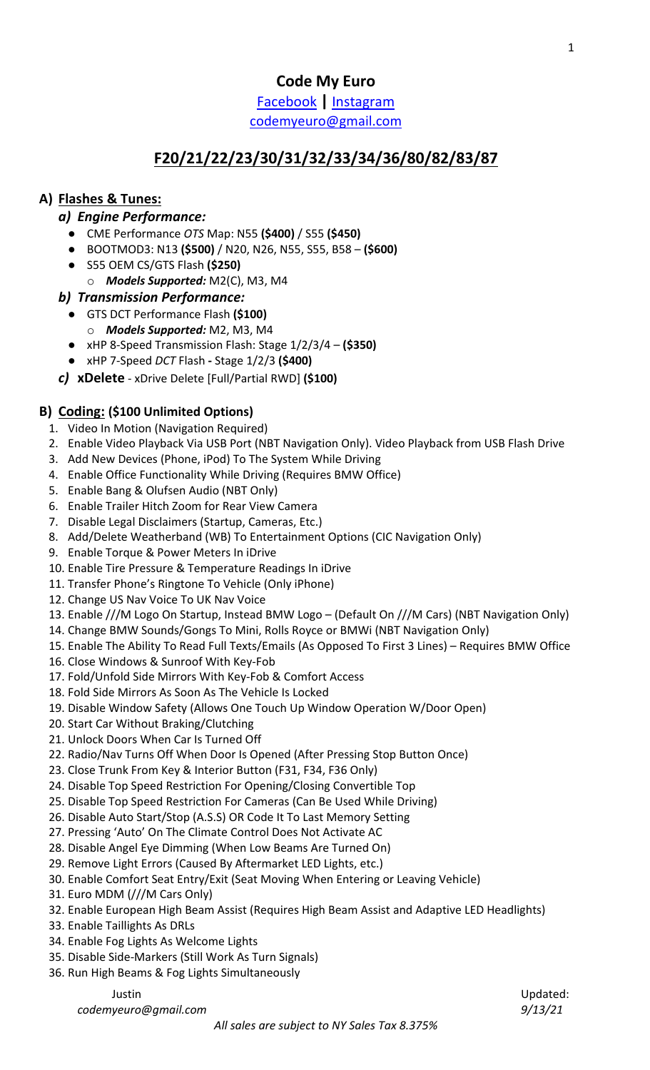# Code My Euro

Facebook | Instagram

codemyeuro@gmail.com

## F20/21/22/23/30/31/32/33/34/36/80/82/83/87

### A) Flashes & Tunes:

#### *a) Engine Performance:*

- CME Performance *OTS* Map: N55 **($400)** / S55 **($450)**
- BOOTMOD3: N13 **($500)** / N20, N26, N55, S55, B58 – **($600)**
- S55 OEM CS/GTS Flash **($250)**
  - ***Models Supported:*** M2(C), M3, M4

#### *b) Transmission Performance:*

- GTS DCT Performance Flash **($100)**
  - ***Models Supported:*** M2, M3, M4
- xHP 8-Speed Transmission Flash: Stage 1/2/3/4 – **($350)**
- xHP 7-Speed *DCT* Flash **-** Stage 1/2/3 **($400)**

#### *c)* **xDelete** - xDrive Delete [Full/Partial RWD] **($100)**

### B) Coding: ($100 Unlimited Options)

1. Video In Motion (Navigation Required)
2. Enable Video Playback Via USB Port (NBT Navigation Only). Video Playback from USB Flash Drive
3. Add New Devices (Phone, iPod) To The System While Driving
4. Enable Office Functionality While Driving (Requires BMW Office)
5. Enable Bang & Olufsen Audio (NBT Only)
6. Enable Trailer Hitch Zoom for Rear View Camera
7. Disable Legal Disclaimers (Startup, Cameras, Etc.)
8. Add/Delete Weatherband (WB) To Entertainment Options (CIC Navigation Only)
9. Enable Torque & Power Meters In iDrive
10. Enable Tire Pressure & Temperature Readings In iDrive
11. Transfer Phone's Ringtone To Vehicle (Only iPhone)
12. Change US Nav Voice To UK Nav Voice
13. Enable ///M Logo On Startup, Instead BMW Logo – (Default On ///M Cars) (NBT Navigation Only)
14. Change BMW Sounds/Gongs To Mini, Rolls Royce or BMWi (NBT Navigation Only)
15. Enable The Ability To Read Full Texts/Emails (As Opposed To First 3 Lines) – Requires BMW Office
16. Close Windows & Sunroof With Key-Fob
17. Fold/Unfold Side Mirrors With Key-Fob & Comfort Access
18. Fold Side Mirrors As Soon As The Vehicle Is Locked
19. Disable Window Safety (Allows One Touch Up Window Operation W/Door Open)
20. Start Car Without Braking/Clutching
21. Unlock Doors When Car Is Turned Off
22. Radio/Nav Turns Off When Door Is Opened (After Pressing Stop Button Once)
23. Close Trunk From Key & Interior Button (F31, F34, F36 Only)
24. Disable Top Speed Restriction For Opening/Closing Convertible Top
25. Disable Top Speed Restriction For Cameras (Can Be Used While Driving)
26. Disable Auto Start/Stop (A.S.S) OR Code It To Last Memory Setting
27. Pressing 'Auto' On The Climate Control Does Not Activate AC
28. Disable Angel Eye Dimming (When Low Beams Are Turned On)
29. Remove Light Errors (Caused By Aftermarket LED Lights, etc.)
30. Enable Comfort Seat Entry/Exit (Seat Moving When Entering or Leaving Vehicle)
31. Euro MDM (///M Cars Only)
32. Enable European High Beam Assist (Requires High Beam Assist and Adaptive LED Headlights)
33. Enable Taillights As DRLs
34. Enable Fog Lights As Welcome Lights
35. Disable Side-Markers (Still Work As Turn Signals)
36. Run High Beams & Fog Lights Simultaneously

Justin
*codemyeuro@gmail.com*

Updated:
*9/13/21*

*All sales are subject to NY Sales Tax 8.375%*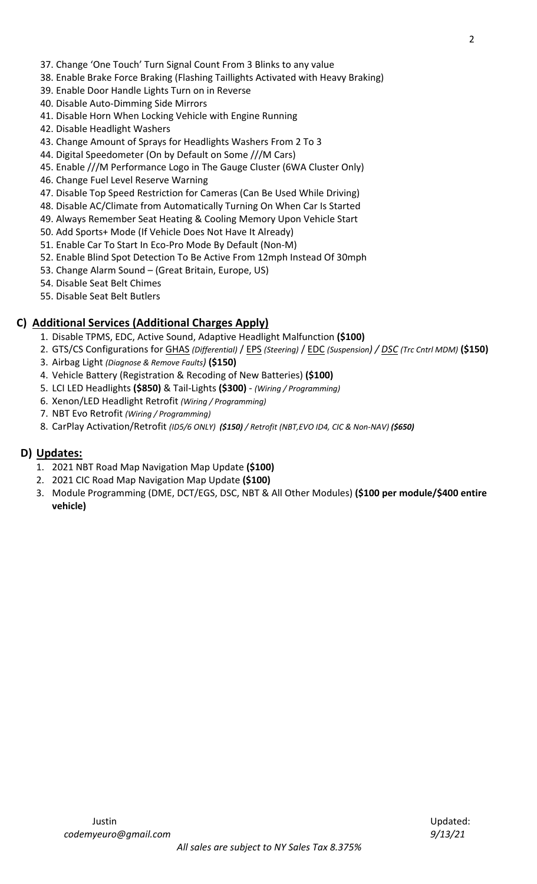37. Change 'One Touch' Turn Signal Count From 3 Blinks to any value
38. Enable Brake Force Braking (Flashing Taillights Activated with Heavy Braking)
39. Enable Door Handle Lights Turn on in Reverse
40. Disable Auto-Dimming Side Mirrors
41. Disable Horn When Locking Vehicle with Engine Running
42. Disable Headlight Washers
43. Change Amount of Sprays for Headlights Washers From 2 To 3
44. Digital Speedometer (On by Default on Some ///M Cars)
45. Enable ///M Performance Logo in The Gauge Cluster (6WA Cluster Only)
46. Change Fuel Level Reserve Warning
47. Disable Top Speed Restriction for Cameras (Can Be Used While Driving)
48. Disable AC/Climate from Automatically Turning On When Car Is Started
49. Always Remember Seat Heating & Cooling Memory Upon Vehicle Start
50. Add Sports+ Mode (If Vehicle Does Not Have It Already)
51. Enable Car To Start In Eco-Pro Mode By Default (Non-M)
52. Enable Blind Spot Detection To Be Active From 12mph Instead Of 30mph
53. Change Alarm Sound – (Great Britain, Europe, US)
54. Disable Seat Belt Chimes
55. Disable Seat Belt Butlers

## C) Additional Services (Additional Charges Apply)

1. Disable TPMS, EDC, Active Sound, Adaptive Headlight Malfunction **($100)**
2. GTS/CS Configurations for GHAS *(Differential)* / EPS *(Steering)* / EDC *(Suspension)* / DSC *(Trc Cntrl MDM)* **($150)**
3. Airbag Light *(Diagnose & Remove Faults)* **($150)**
4. Vehicle Battery (Registration & Recoding of New Batteries) **($100)**
5. LCI LED Headlights **($850)** & Tail-Lights **($300)** - *(Wiring / Programming)*
6. Xenon/LED Headlight Retrofit *(Wiring / Programming)*
7. NBT Evo Retrofit *(Wiring / Programming)*
8. CarPlay Activation/Retrofit *(ID5/6 ONLY)* ***($150)*** */ Retrofit (NBT,EVO ID4, CIC & Non-NAV)* ***($650)***

## D) Updates:

1. 2021 NBT Road Map Navigation Map Update **($100)**
2. 2021 CIC Road Map Navigation Map Update **($100)**
3. Module Programming (DME, DCT/EGS, DSC, NBT & All Other Modules) **($100 per module/$400 entire vehicle)**

Justin
*codemyeuro@gmail.com*

Updated:
*9/13/21*

*All sales are subject to NY Sales Tax 8.375%*